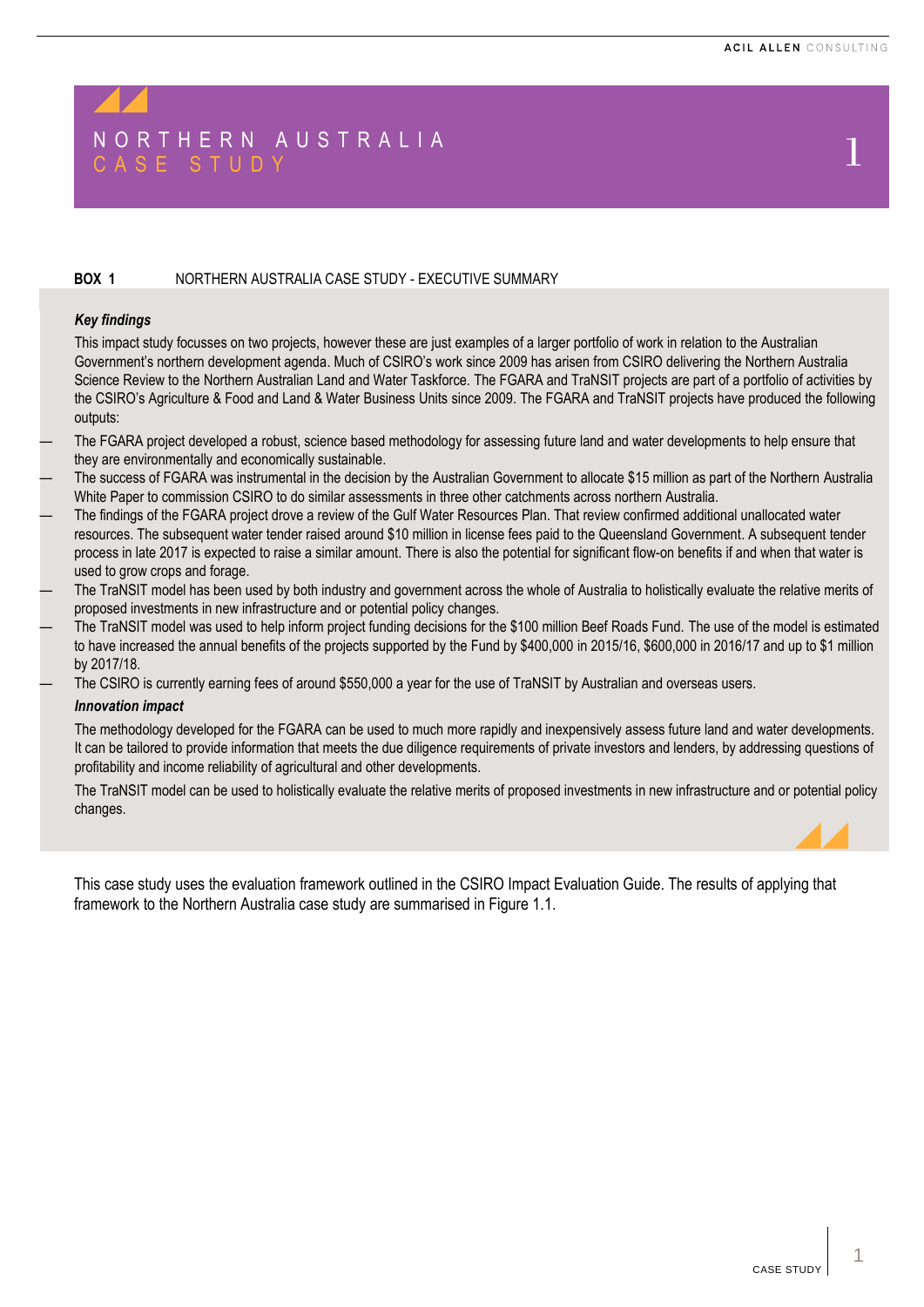# NORTHERN AUSTRALIA CASE STUDY

**BOX 1** NORTHERN AUSTRALIA CASE STUDY - EXECUTIVE SUMMARY

***Key findings***

This impact study focusses on two projects, however these are just examples of a larger portfolio of work in relation to the Australian Government's northern development agenda. Much of CSIRO's work since 2009 has arisen from CSIRO delivering the Northern Australia Science Review to the Northern Australian Land and Water Taskforce. The FGARA and TraNSIT projects are part of a portfolio of activities by the CSIRO's Agriculture & Food and Land & Water Business Units since 2009. The FGARA and TraNSIT projects have produced the following outputs:

- The FGARA project developed a robust, science based methodology for assessing future land and water developments to help ensure that they are environmentally and economically sustainable.
- The success of FGARA was instrumental in the decision by the Australian Government to allocate $15 million as part of the Northern Australia White Paper to commission CSIRO to do similar assessments in three other catchments across northern Australia.
- The findings of the FGARA project drove a review of the Gulf Water Resources Plan. That review confirmed additional unallocated water resources. The subsequent water tender raised around $10 million in license fees paid to the Queensland Government. A subsequent tender process in late 2017 is expected to raise a similar amount. There is also the potential for significant flow-on benefits if and when that water is used to grow crops and forage.
- The TraNSIT model has been used by both industry and government across the whole of Australia to holistically evaluate the relative merits of proposed investments in new infrastructure and or potential policy changes.
- The TraNSIT model was used to help inform project funding decisions for the $100 million Beef Roads Fund. The use of the model is estimated to have increased the annual benefits of the projects supported by the Fund by $400,000 in 2015/16, $600,000 in 2016/17 and up to $1 million by 2017/18.
- The CSIRO is currently earning fees of around $550,000 a year for the use of TraNSIT by Australian and overseas users.

***Innovation impact***

The methodology developed for the FGARA can be used to much more rapidly and inexpensively assess future land and water developments. It can be tailored to provide information that meets the due diligence requirements of private investors and lenders, by addressing questions of profitability and income reliability of agricultural and other developments.

The TraNSIT model can be used to holistically evaluate the relative merits of proposed investments in new infrastructure and or potential policy changes.

This case study uses the evaluation framework outlined in the CSIRO Impact Evaluation Guide. The results of applying that framework to the Northern Australia case study are summarised in Figure 1.1.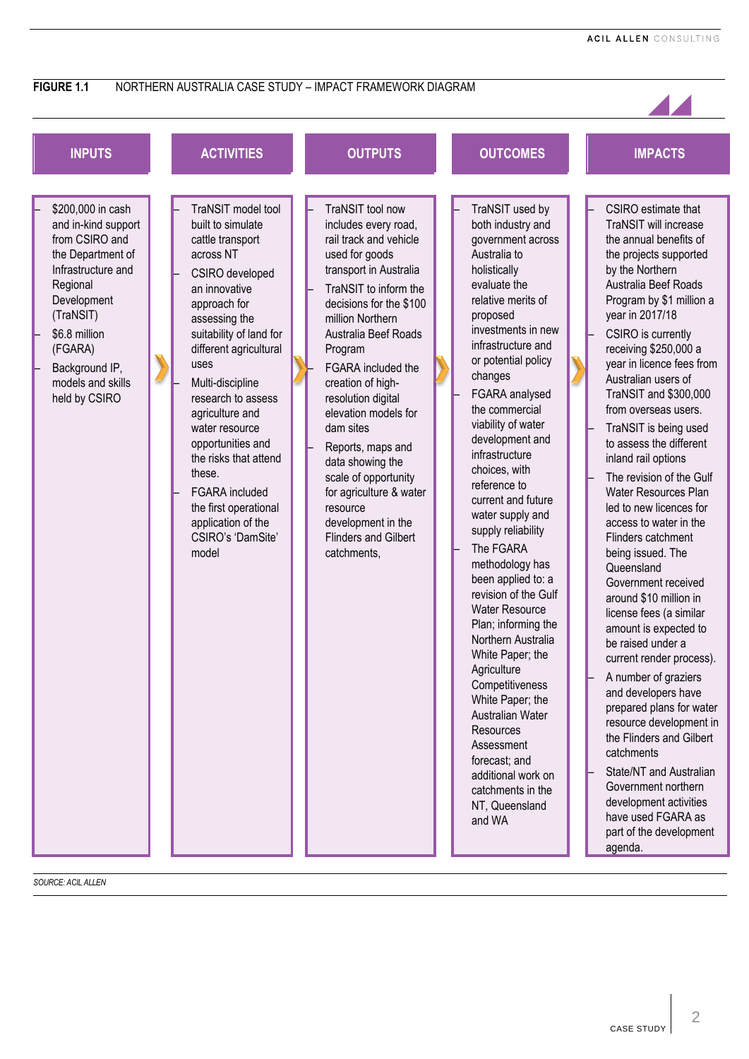**FIGURE 1.1** NORTHERN AUSTRALIA CASE STUDY – IMPACT FRAMEWORK DIAGRAM

| INPUTS | ACTIVITIES | OUTPUTS | OUTCOMES | IMPACTS |
|---|---|---|---|---|
| – $200,000 in cash and in-kind support from CSIRO and the Department of Infrastructure and Regional Development (TraNSIT)<br>– $6.8 million (FGARA)<br>– Background IP, models and skills held by CSIRO | – TraNSIT model tool built to simulate cattle transport across NT<br>– CSIRO developed an innovative approach for assessing the suitability of land for different agricultural uses<br>– Multi-discipline research to assess agriculture and water resource opportunities and the risks that attend these.<br>– FGARA included the first operational application of the CSIRO's 'DamSite' model | – TraNSIT tool now includes every road, rail track and vehicle used for goods transport in Australia<br>– TraNSIT to inform the decisions for the $100 million Northern Australia Beef Roads Program<br>– FGARA included the creation of high-resolution digital elevation models for dam sites<br>– Reports, maps and data showing the scale of opportunity for agriculture & water resource development in the Flinders and Gilbert catchments, | – TraNSIT used by both industry and government across Australia to holistically evaluate the relative merits of proposed investments in new infrastructure and or potential policy changes<br>– FGARA analysed the commercial viability of water development and infrastructure choices, with reference to current and future water supply and supply reliability<br>– The FGARA methodology has been applied to: a revision of the Gulf Water Resource Plan; informing the Northern Australia White Paper; the Agriculture Competitiveness White Paper; the Australian Water Resources Assessment forecast; and additional work on catchments in the NT, Queensland and WA | – CSIRO estimate that TraNSIT will increase the net benefits of the projects supported by the Northern Australia Beef Roads Program by $1 million a year in 2017/18<br>– CSIRO is currently receiving $250,000 a year in licence fees from Australian users of TraNSIT and $300,000 from overseas users.<br>– TraNSIT is being used to assess the different inland rail options<br>– The revision of the Gulf Water Resources Plan led to new licences for access to water in the Flinders catchment being issued. The Queensland Government received around $10 million in license fees (a similar amount is expected to be raised under a current render process).<br>– A number of graziers and developers have prepared plans for water resource development in the Flinders and Gilbert catchments<br>– State/NT and Australian Government northern development activities have used FGARA as part of the development agenda. |

*SOURCE: ACIL ALLEN*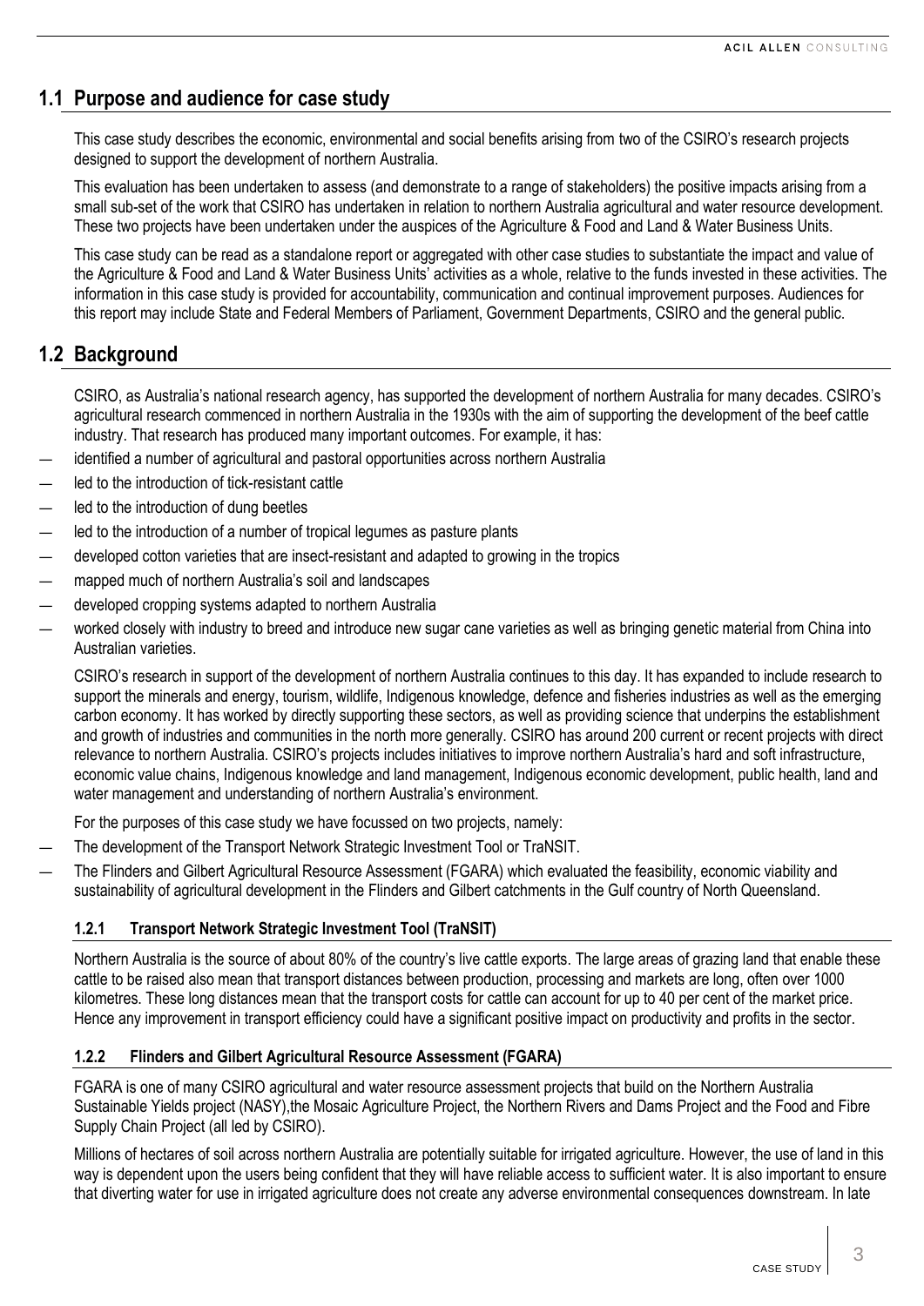## 1.1 Purpose and audience for case study

This case study describes the economic, environmental and social benefits arising from two of the CSIRO's research projects designed to support the development of northern Australia.

This evaluation has been undertaken to assess (and demonstrate to a range of stakeholders) the positive impacts arising from a small sub-set of the work that CSIRO has undertaken in relation to northern Australia agricultural and water resource development. These two projects have been undertaken under the auspices of the Agriculture & Food and Land & Water Business Units.

This case study can be read as a standalone report or aggregated with other case studies to substantiate the impact and value of the Agriculture & Food and Land & Water Business Units' activities as a whole, relative to the funds invested in these activities. The information in this case study is provided for accountability, communication and continual improvement purposes. Audiences for this report may include State and Federal Members of Parliament, Government Departments, CSIRO and the general public.

## 1.2 Background

CSIRO, as Australia's national research agency, has supported the development of northern Australia for many decades. CSIRO's agricultural research commenced in northern Australia in the 1930s with the aim of supporting the development of the beef cattle industry. That research has produced many important outcomes. For example, it has:

- identified a number of agricultural and pastoral opportunities across northern Australia
- led to the introduction of tick-resistant cattle
- led to the introduction of dung beetles
- led to the introduction of a number of tropical legumes as pasture plants
- developed cotton varieties that are insect-resistant and adapted to growing in the tropics
- mapped much of northern Australia's soil and landscapes
- developed cropping systems adapted to northern Australia
- worked closely with industry to breed and introduce new sugar cane varieties as well as bringing genetic material from China into Australian varieties.

CSIRO's research in support of the development of northern Australia continues to this day. It has expanded to include research to support the minerals and energy, tourism, wildlife, Indigenous knowledge, defence and fisheries industries as well as the emerging carbon economy. It has worked by directly supporting these sectors, as well as providing science that underpins the establishment and growth of industries and communities in the north more generally. CSIRO has around 200 current or recent projects with direct relevance to northern Australia. CSIRO's projects includes initiatives to improve northern Australia's hard and soft infrastructure, economic value chains, Indigenous knowledge and land management, Indigenous economic development, public health, land and water management and understanding of northern Australia's environment.

For the purposes of this case study we have focussed on two projects, namely:

- The development of the Transport Network Strategic Investment Tool or TraNSIT.
- The Flinders and Gilbert Agricultural Resource Assessment (FGARA) which evaluated the feasibility, economic viability and sustainability of agricultural development in the Flinders and Gilbert catchments in the Gulf country of North Queensland.

### 1.2.1 Transport Network Strategic Investment Tool (TraNSIT)

Northern Australia is the source of about 80% of the country's live cattle exports. The large areas of grazing land that enable these cattle to be raised also mean that transport distances between production, processing and markets are long, often over 1000 kilometres. These long distances mean that the transport costs for cattle can account for up to 40 per cent of the market price. Hence any improvement in transport efficiency could have a significant positive impact on productivity and profits in the sector.

### 1.2.2 Flinders and Gilbert Agricultural Resource Assessment (FGARA)

FGARA is one of many CSIRO agricultural and water resource assessment projects that build on the Northern Australia Sustainable Yields project (NASY),the Mosaic Agriculture Project, the Northern Rivers and Dams Project and the Food and Fibre Supply Chain Project (all led by CSIRO).

Millions of hectares of soil across northern Australia are potentially suitable for irrigated agriculture. However, the use of land in this way is dependent upon the users being confident that they will have reliable access to sufficient water. It is also important to ensure that diverting water for use in irrigated agriculture does not create any adverse environmental consequences downstream. In late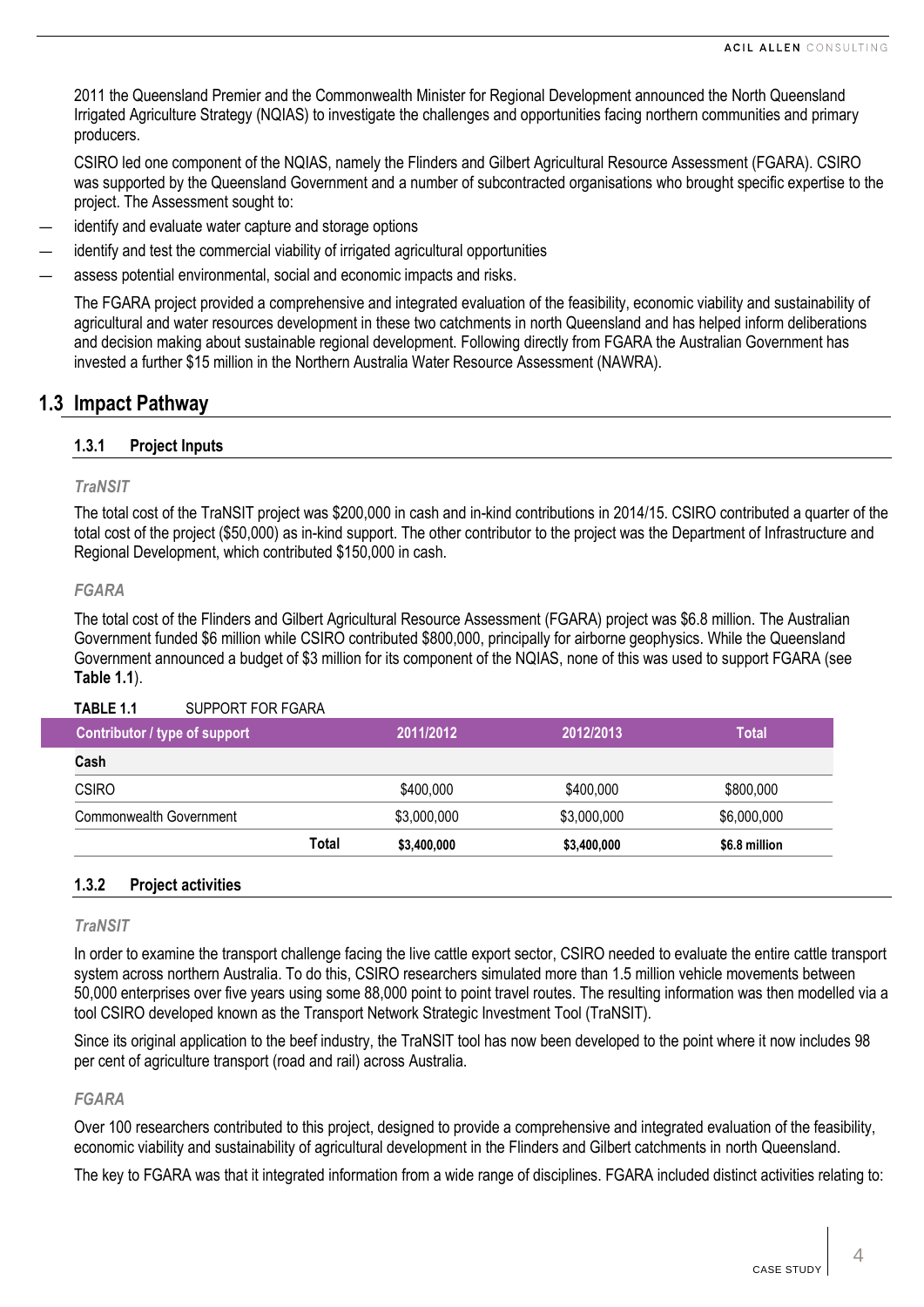2011 the Queensland Premier and the Commonwealth Minister for Regional Development announced the North Queensland Irrigated Agriculture Strategy (NQIAS) to investigate the challenges and opportunities facing northern communities and primary producers.

CSIRO led one component of the NQIAS, namely the Flinders and Gilbert Agricultural Resource Assessment (FGARA). CSIRO was supported by the Queensland Government and a number of subcontracted organisations who brought specific expertise to the project. The Assessment sought to:

- identify and evaluate water capture and storage options
- identify and test the commercial viability of irrigated agricultural opportunities
- assess potential environmental, social and economic impacts and risks.

The FGARA project provided a comprehensive and integrated evaluation of the feasibility, economic viability and sustainability of agricultural and water resources development in these two catchments in north Queensland and has helped inform deliberations and decision making about sustainable regional development. Following directly from FGARA the Australian Government has invested a further $15 million in the Northern Australia Water Resource Assessment (NAWRA).

## 1.3 Impact Pathway

### 1.3.1 Project Inputs

*TraNSIT*

The total cost of the TraNSIT project was $200,000 in cash and in-kind contributions in 2014/15. CSIRO contributed a quarter of the total cost of the project ($50,000) as in-kind support. The other contributor to the project was the Department of Infrastructure and Regional Development, which contributed $150,000 in cash.

*FGARA*

The total cost of the Flinders and Gilbert Agricultural Resource Assessment (FGARA) project was $6.8 million. The Australian Government funded $6 million while CSIRO contributed $800,000, principally for airborne geophysics. While the Queensland Government announced a budget of $3 million for its component of the NQIAS, none of this was used to support FGARA (see **Table 1.1**).

**TABLE 1.1** SUPPORT FOR FGARA

| Contributor / type of support | 2011/2012 | 2012/2013 | Total |
|---|---|---|---|
| **Cash** | | | |
| CSIRO | $400,000 | $400,000 | $800,000 |
| Commonwealth Government | $3,000,000 | $3,000,000 | $6,000,000 |
| **Total** | **$3,400,000** | **$3,400,000** | **$6.8 million** |

### 1.3.2 Project activities

*TraNSIT*

In order to examine the transport challenge facing the live cattle export sector, CSIRO needed to evaluate the entire cattle transport system across northern Australia. To do this, CSIRO researchers simulated more than 1.5 million vehicle movements between 50,000 enterprises over five years using some 88,000 point to point travel routes. The resulting information was then modelled via a tool CSIRO developed known as the Transport Network Strategic Investment Tool (TraNSIT).

Since its original application to the beef industry, the TraNSIT tool has now been developed to the point where it now includes 98 per cent of agriculture transport (road and rail) across Australia.

*FGARA*

Over 100 researchers contributed to this project, designed to provide a comprehensive and integrated evaluation of the feasibility, economic viability and sustainability of agricultural development in the Flinders and Gilbert catchments in north Queensland.

The key to FGARA was that it integrated information from a wide range of disciplines. FGARA included distinct activities relating to: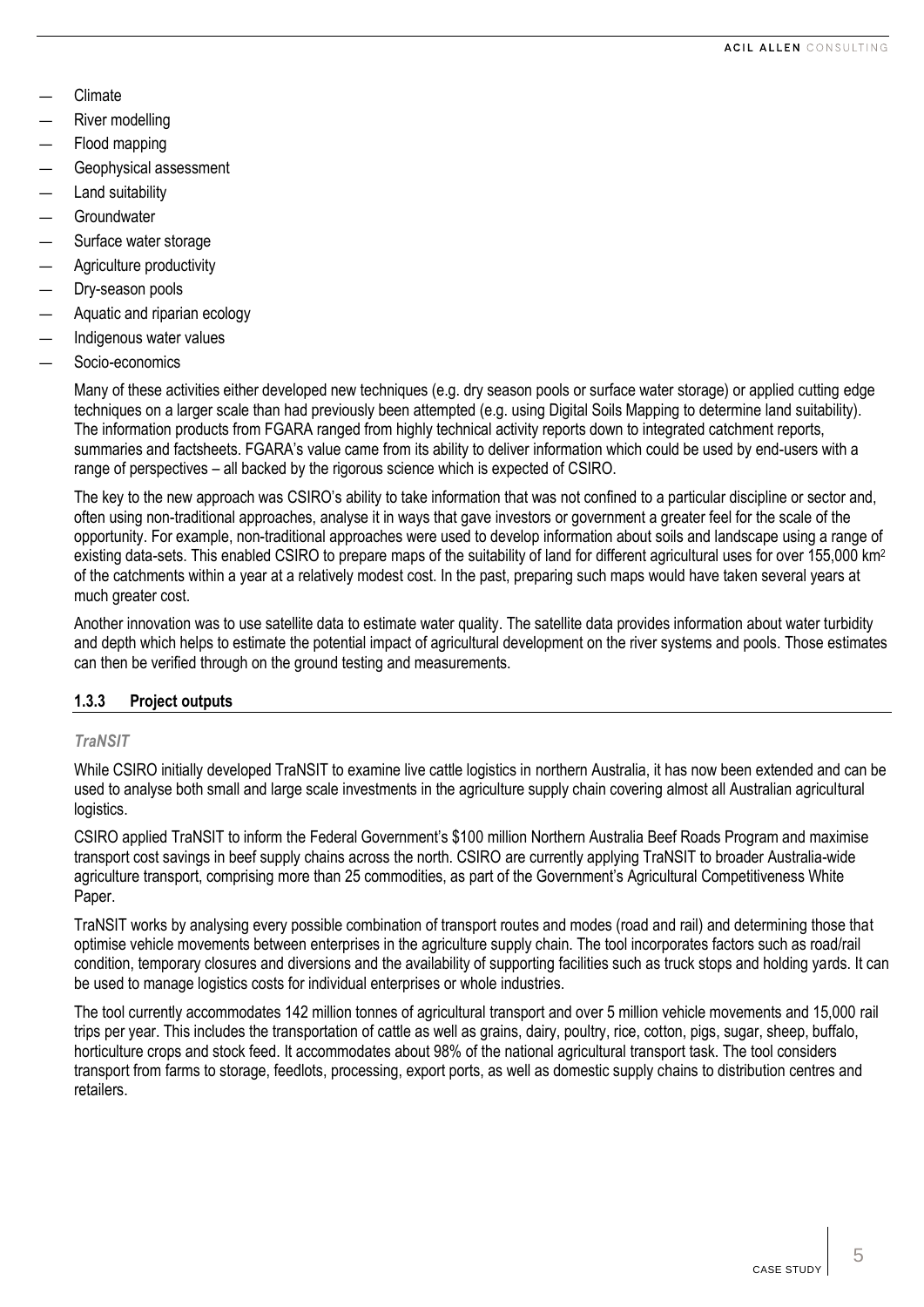- Climate
- River modelling
- Flood mapping
- Geophysical assessment
- Land suitability
- Groundwater
- Surface water storage
- Agriculture productivity
- Dry-season pools
- Aquatic and riparian ecology
- Indigenous water values
- Socio-economics

Many of these activities either developed new techniques (e.g. dry season pools or surface water storage) or applied cutting edge techniques on a larger scale than had previously been attempted (e.g. using Digital Soils Mapping to determine land suitability). The information products from FGARA ranged from highly technical activity reports down to integrated catchment reports, summaries and factsheets. FGARA's value came from its ability to deliver information which could be used by end-users with a range of perspectives – all backed by the rigorous science which is expected of CSIRO.

The key to the new approach was CSIRO's ability to take information that was not confined to a particular discipline or sector and, often using non-traditional approaches, analyse it in ways that gave investors or government a greater feel for the scale of the opportunity. For example, non-traditional approaches were used to develop information about soils and landscape using a range of existing data-sets. This enabled CSIRO to prepare maps of the suitability of land for different agricultural uses for over 155,000 $km^2$ of the catchments within a year at a relatively modest cost. In the past, preparing such maps would have taken several years at much greater cost.

Another innovation was to use satellite data to estimate water quality. The satellite data provides information about water turbidity and depth which helps to estimate the potential impact of agricultural development on the river systems and pools. Those estimates can then be verified through on the ground testing and measurements.

### 1.3.3 Project outputs

#### *TraNSIT*

While CSIRO initially developed TraNSIT to examine live cattle logistics in northern Australia, it has now been extended and can be used to analyse both small and large scale investments in the agriculture supply chain covering almost all Australian agricultural logistics.

CSIRO applied TraNSIT to inform the Federal Government's $100 million Northern Australia Beef Roads Program and maximise transport cost savings in beef supply chains across the north. CSIRO are currently applying TraNSIT to broader Australia-wide agriculture transport, comprising more than 25 commodities, as part of the Government's Agricultural Competitiveness White Paper.

TraNSIT works by analysing every possible combination of transport routes and modes (road and rail) and determining those that optimise vehicle movements between enterprises in the agriculture supply chain. The tool incorporates factors such as road/rail condition, temporary closures and diversions and the availability of supporting facilities such as truck stops and holding yards. It can be used to manage logistics costs for individual enterprises or whole industries.

The tool currently accommodates 142 million tonnes of agricultural transport and over 5 million vehicle movements and 15,000 rail trips per year. This includes the transportation of cattle as well as grains, dairy, poultry, rice, cotton, pigs, sugar, sheep, buffalo, horticulture crops and stock feed. It accommodates about 98% of the national agricultural transport task. The tool considers transport from farms to storage, feedlots, processing, export ports, as well as domestic supply chains to distribution centres and retailers.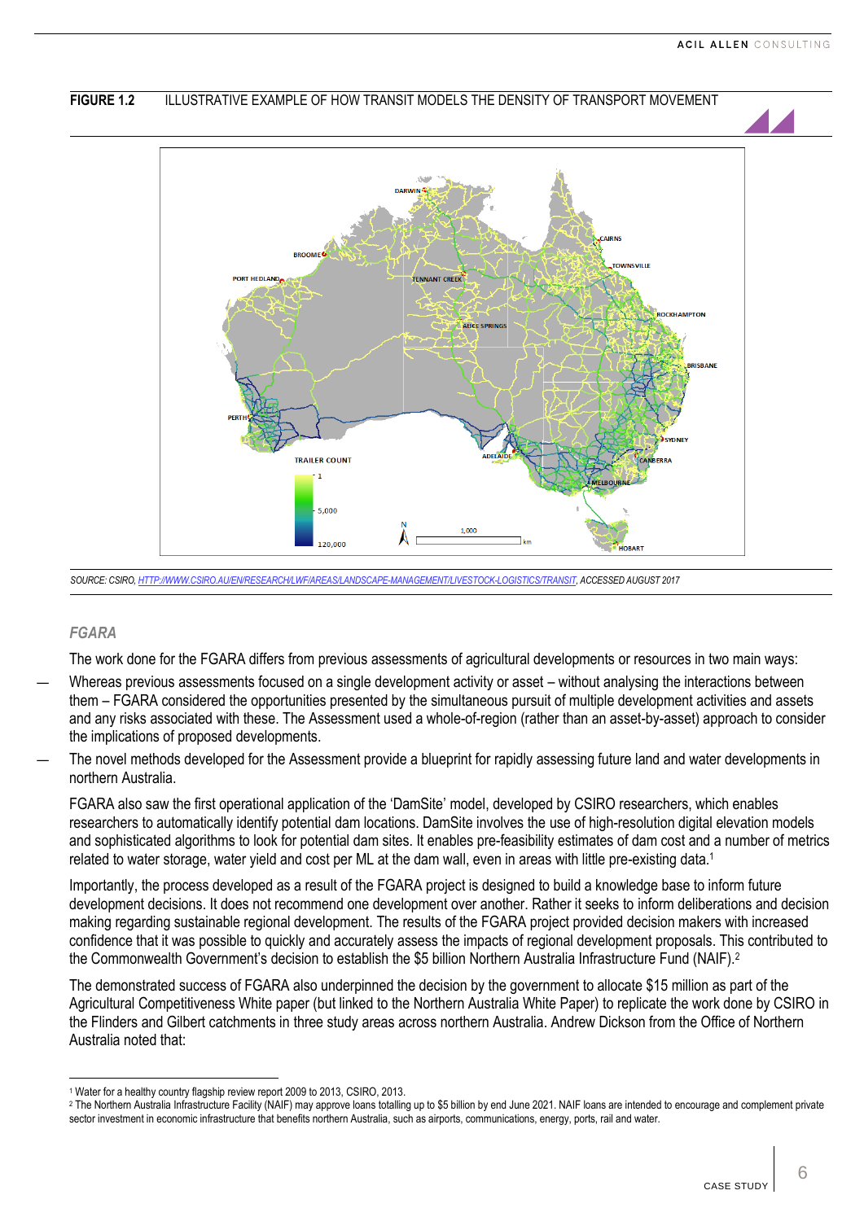**FIGURE 1.2** ILLUSTRATIVE EXAMPLE OF HOW TRANSIT MODELS THE DENSITY OF TRANSPORT MOVEMENT

SOURCE: CSIRO, HTTP://WWW.CSIRO.AU/EN/RESEARCH/LWF/AREAS/LANDSCAPE-MANAGEMENT/LIVESTOCK-LOGISTICS/TRANSIT, ACCESSED AUGUST 2017

### *FGARA*

The work done for the FGARA differs from previous assessments of agricultural developments or resources in two main ways:

- Whereas previous assessments focused on a single development activity or asset – without analysing the interactions between them – FGARA considered the opportunities presented by the simultaneous pursuit of multiple development activities and assets and any risks associated with these. The Assessment used a whole-of-region (rather than an asset-by-asset) approach to consider the implications of proposed developments.
- The novel methods developed for the Assessment provide a blueprint for rapidly assessing future land and water developments in northern Australia.

FGARA also saw the first operational application of the 'DamSite' model, developed by CSIRO researchers, which enables researchers to automatically identify potential dam locations. DamSite involves the use of high-resolution digital elevation models and sophisticated algorithms to look for potential dam sites. It enables pre-feasibility estimates of dam cost and a number of metrics related to water storage, water yield and cost per ML at the dam wall, even in areas with little pre-existing data.[1]

Importantly, the process developed as a result of the FGARA project is designed to build a knowledge base to inform future development decisions. It does not recommend one development over another. Rather it seeks to inform deliberations and decision making regarding sustainable regional development. The results of the FGARA project provided decision makers with increased confidence that it was possible to quickly and accurately assess the impacts of regional development proposals. This contributed to the Commonwealth Government's decision to establish the $5 billion Northern Australia Infrastructure Fund (NAIF).[2]

The demonstrated success of FGARA also underpinned the decision by the government to allocate $15 million as part of the Agricultural Competitiveness White paper (but linked to the Northern Australia White Paper) to replicate the work done by CSIRO in the Flinders and Gilbert catchments in three study areas across northern Australia. Andrew Dickson from the Office of Northern Australia noted that:

---

[1] Water for a healthy country flagship review report 2009 to 2013, CSIRO, 2013.

[2] The Northern Australia Infrastructure Facility (NAIF) may approve loans totalling up to $5 billion by end June 2021. NAIF loans are intended to encourage and complement private sector investment in economic infrastructure that benefits northern Australia, such as airports, communications, energy, ports, rail and water.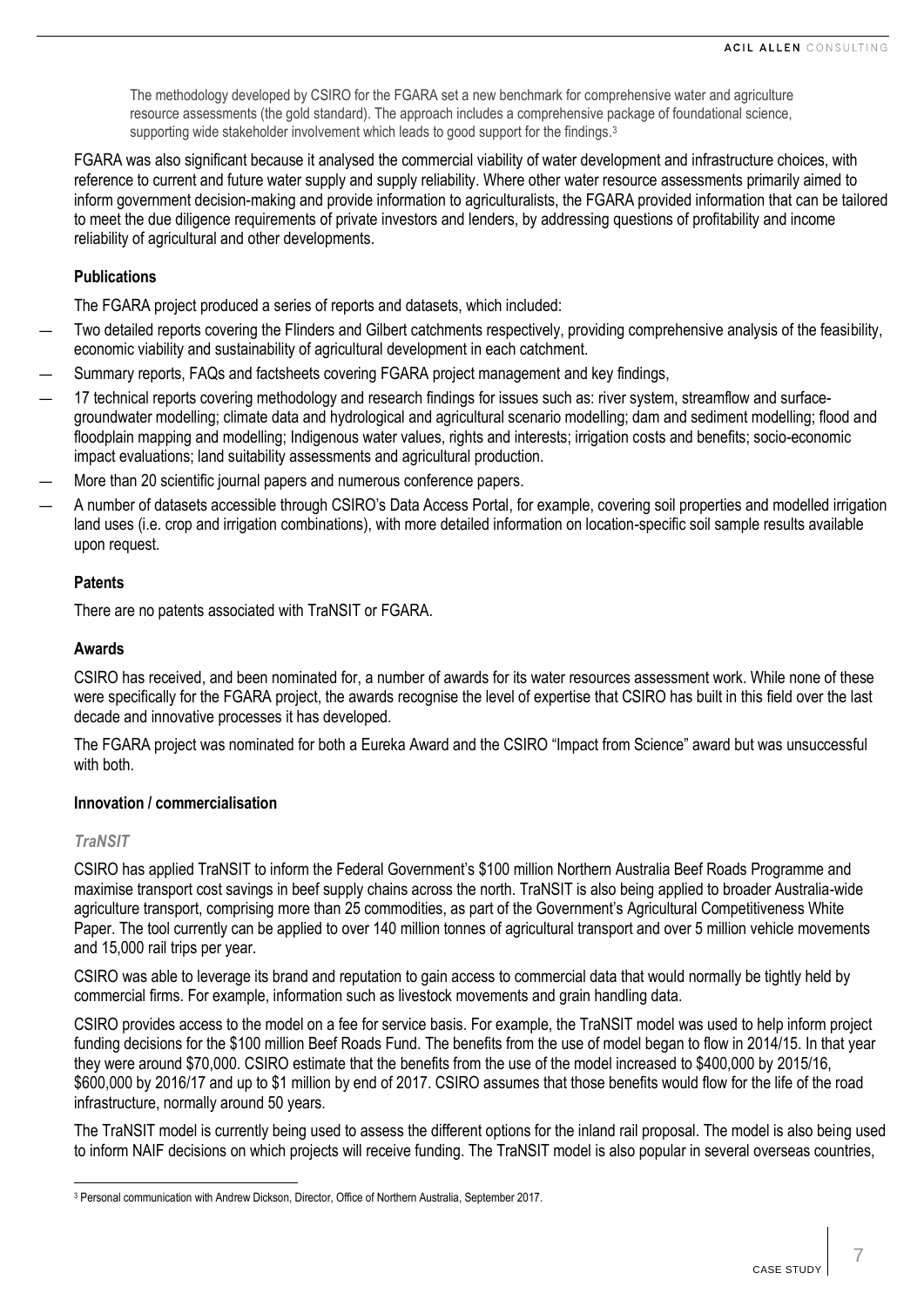> The methodology developed by CSIRO for the FGARA set a new benchmark for comprehensive water and agriculture resource assessments (the gold standard). The approach includes a comprehensive package of foundational science, supporting wide stakeholder involvement which leads to good support for the findings.[3]

FGARA was also significant because it analysed the commercial viability of water development and infrastructure choices, with reference to current and future water supply and supply reliability. Where other water resource assessments primarily aimed to inform government decision-making and provide information to agriculturalists, the FGARA provided information that can be tailored to meet the due diligence requirements of private investors and lenders, by addressing questions of profitability and income reliability of agricultural and other developments.

### Publications

The FGARA project produced a series of reports and datasets, which included:

- Two detailed reports covering the Flinders and Gilbert catchments respectively, providing comprehensive analysis of the feasibility, economic viability and sustainability of agricultural development in each catchment.
- Summary reports, FAQs and factsheets covering FGARA project management and key findings,
- 17 technical reports covering methodology and research findings for issues such as: river system, streamflow and surface-groundwater modelling; climate data and hydrological and agricultural scenario modelling; dam and sediment modelling; flood and floodplain mapping and modelling; Indigenous water values, rights and interests; irrigation costs and benefits; socio-economic impact evaluations; land suitability assessments and agricultural production.
- More than 20 scientific journal papers and numerous conference papers.
- A number of datasets accessible through CSIRO's Data Access Portal, for example, covering soil properties and modelled irrigation land uses (i.e. crop and irrigation combinations), with more detailed information on location-specific soil sample results available upon request.

### Patents

There are no patents associated with TraNSIT or FGARA.

### Awards

CSIRO has received, and been nominated for, a number of awards for its water resources assessment work. While none of these were specifically for the FGARA project, the awards recognise the level of expertise that CSIRO has built in this field over the last decade and innovative processes it has developed.

The FGARA project was nominated for both a Eureka Award and the CSIRO "Impact from Science" award but was unsuccessful with both.

### Innovation / commercialisation

#### *TraNSIT*

CSIRO has applied TraNSIT to inform the Federal Government's $100 million Northern Australia Beef Roads Programme and maximise transport cost savings in beef supply chains across the north. TraNSIT is also being applied to broader Australia-wide agriculture transport, comprising more than 25 commodities, as part of the Government's Agricultural Competitiveness White Paper. The tool currently can be applied to over 140 million tonnes of agricultural transport and over 5 million vehicle movements and 15,000 rail trips per year.

CSIRO was able to leverage its brand and reputation to gain access to commercial data that would normally be tightly held by commercial firms. For example, information such as livestock movements and grain handling data.

CSIRO provides access to the model on a fee for service basis. For example, the TraNSIT model was used to help inform project funding decisions for the $100 million Beef Roads Fund. The benefits from the use of model began to flow in 2014/15. In that year they were around $70,000. CSIRO estimate that the benefits from the use of the model increased to $400,000 by 2015/16, $600,000 by 2016/17 and up to $1 million by end of 2017. CSIRO assumes that those benefits would flow for the life of the road infrastructure, normally around 50 years.

The TraNSIT model is currently being used to assess the different options for the inland rail proposal. The model is also being used to inform NAIF decisions on which projects will receive funding. The TraNSIT model is also popular in several overseas countries,

---

[3] Personal communication with Andrew Dickson, Director, Office of Northern Australia, September 2017.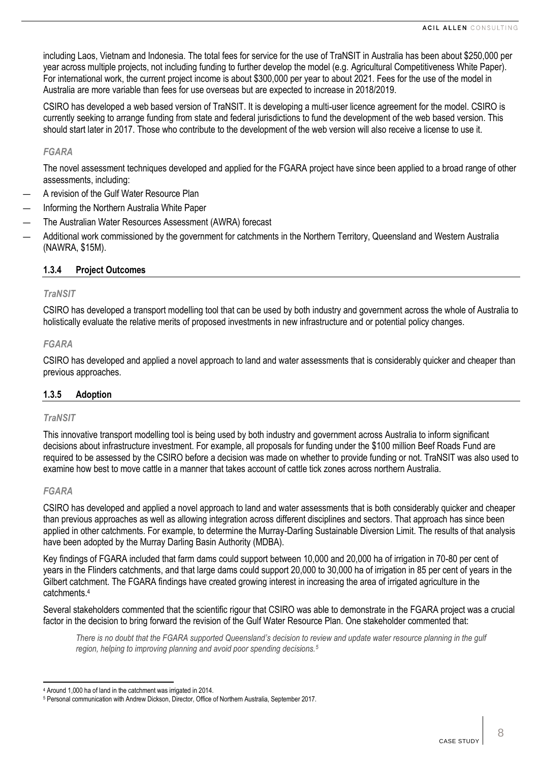including Laos, Vietnam and Indonesia. The total fees for service for the use of TraNSIT in Australia has been about $250,000 per year across multiple projects, not including funding to further develop the model (e.g. Agricultural Competitiveness White Paper). For international work, the current project income is about $300,000 per year to about 2021. Fees for the use of the model in Australia are more variable than fees for use overseas but are expected to increase in 2018/2019.

CSIRO has developed a web based version of TraNSIT. It is developing a multi-user licence agreement for the model. CSIRO is currently seeking to arrange funding from state and federal jurisdictions to fund the development of the web based version. This should start later in 2017. Those who contribute to the development of the web version will also receive a license to use it.

*FGARA*

The novel assessment techniques developed and applied for the FGARA project have since been applied to a broad range of other assessments, including:

- A revision of the Gulf Water Resource Plan
- Informing the Northern Australia White Paper
- The Australian Water Resources Assessment (AWRA) forecast
- Additional work commissioned by the government for catchments in the Northern Territory, Queensland and Western Australia (NAWRA, $15M).

### 1.3.4 Project Outcomes

*TraNSIT*

CSIRO has developed a transport modelling tool that can be used by both industry and government across the whole of Australia to holistically evaluate the relative merits of proposed investments in new infrastructure and or potential policy changes.

*FGARA*

CSIRO has developed and applied a novel approach to land and water assessments that is considerably quicker and cheaper than previous approaches.

### 1.3.5 Adoption

*TraNSIT*

This innovative transport modelling tool is being used by both industry and government across Australia to inform significant decisions about infrastructure investment. For example, all proposals for funding under the $100 million Beef Roads Fund are required to be assessed by the CSIRO before a decision was made on whether to provide funding or not. TraNSIT was also used to examine how best to move cattle in a manner that takes account of cattle tick zones across northern Australia.

*FGARA*

CSIRO has developed and applied a novel approach to land and water assessments that is both considerably quicker and cheaper than previous approaches as well as allowing integration across different disciplines and sectors. That approach has since been applied in other catchments. For example, to determine the Murray-Darling Sustainable Diversion Limit. The results of that analysis have been adopted by the Murray Darling Basin Authority (MDBA).

Key findings of FGARA included that farm dams could support between 10,000 and 20,000 ha of irrigation in 70-80 per cent of years in the Flinders catchments, and that large dams could support 20,000 to 30,000 ha of irrigation in 85 per cent of years in the Gilbert catchment. The FGARA findings have created growing interest in increasing the area of irrigated agriculture in the catchments.[4]

Several stakeholders commented that the scientific rigour that CSIRO was able to demonstrate in the FGARA project was a crucial factor in the decision to bring forward the revision of the Gulf Water Resource Plan. One stakeholder commented that:

> *There is no doubt that the FGARA supported Queensland's decision to review and update water resource planning in the gulf region, helping to improving planning and avoid poor spending decisions.[5]*

---

[4] Around 1,000 ha of land in the catchment was irrigated in 2014.

[5] Personal communication with Andrew Dickson, Director, Office of Northern Australia, September 2017.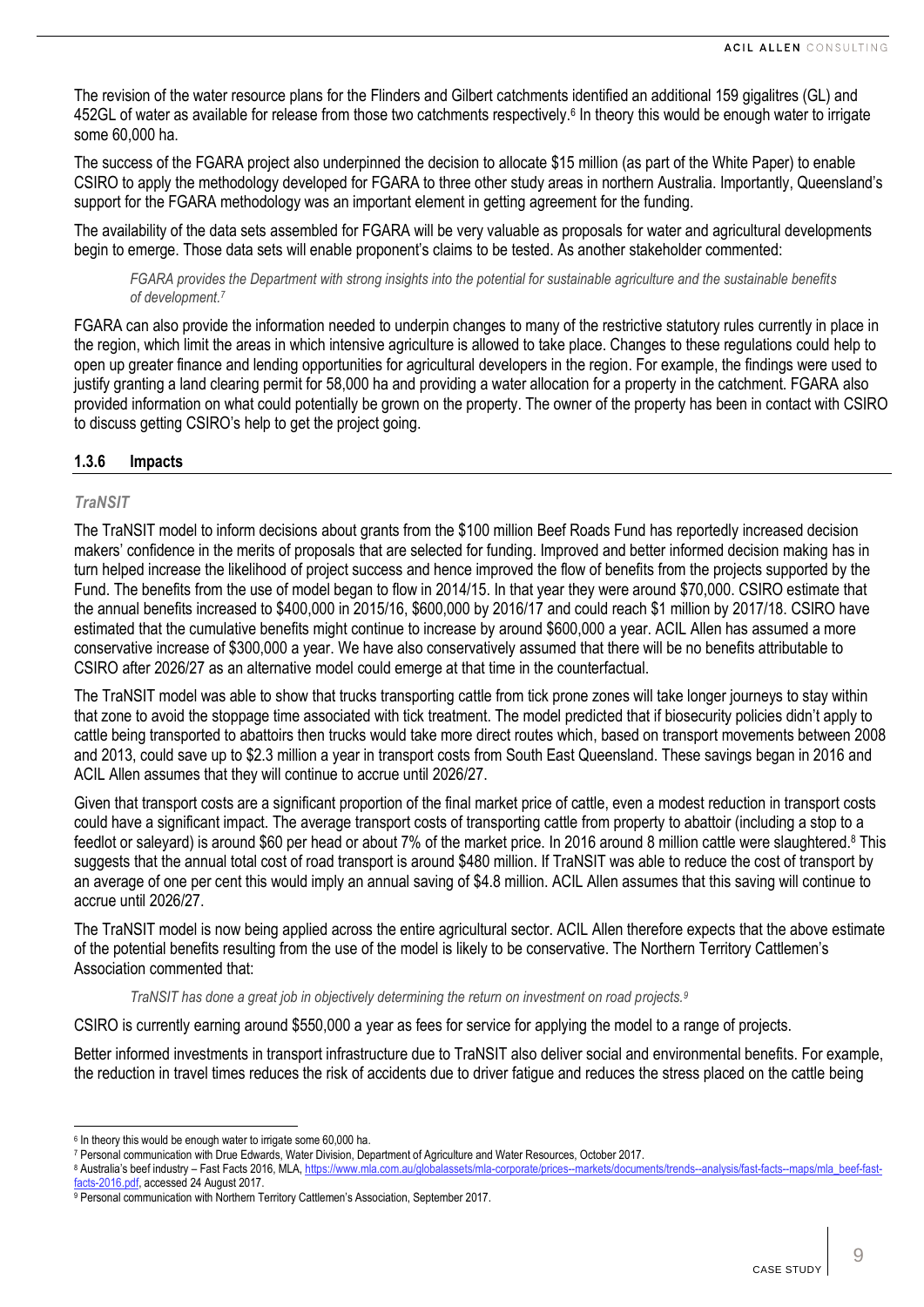The revision of the water resource plans for the Flinders and Gilbert catchments identified an additional 159 gigalitres (GL) and 452GL of water as available for release from those two catchments respectively.[6] In theory this would be enough water to irrigate some 60,000 ha.

The success of the FGARA project also underpinned the decision to allocate $15 million (as part of the White Paper) to enable CSIRO to apply the methodology developed for FGARA to three other study areas in northern Australia. Importantly, Queensland's support for the FGARA methodology was an important element in getting agreement for the funding.

The availability of the data sets assembled for FGARA will be very valuable as proposals for water and agricultural developments begin to emerge. Those data sets will enable proponent's claims to be tested. As another stakeholder commented:

> *FGARA provides the Department with strong insights into the potential for sustainable agriculture and the sustainable benefits of development.[7]*

FGARA can also provide the information needed to underpin changes to many of the restrictive statutory rules currently in place in the region, which limit the areas in which intensive agriculture is allowed to take place. Changes to these regulations could help to open up greater finance and lending opportunities for agricultural developers in the region. For example, the findings were used to justify granting a land clearing permit for 58,000 ha and providing a water allocation for a property in the catchment. FGARA also provided information on what could potentially be grown on the property. The owner of the property has been in contact with CSIRO to discuss getting CSIRO's help to get the project going.

### 1.3.6 Impacts

#### *TraNSIT*

The TraNSIT model to inform decisions about grants from the $100 million Beef Roads Fund has reportedly increased decision makers' confidence in the merits of proposals that are selected for funding. Improved and better informed decision making has in turn helped increase the likelihood of project success and hence improved the flow of benefits from the projects supported by the Fund. The benefits from the use of model began to flow in 2014/15. In that year they were around $70,000. CSIRO estimate that the annual benefits increased to $400,000 in 2015/16, $600,000 by 2016/17 and could reach $1 million by 2017/18. CSIRO have estimated that the cumulative benefits might continue to increase by around $600,000 a year. ACIL Allen has assumed a more conservative increase of $300,000 a year. We have also conservatively assumed that there will be no benefits attributable to CSIRO after 2026/27 as an alternative model could emerge at that time in the counterfactual.

The TraNSIT model was able to show that trucks transporting cattle from tick prone zones will take longer journeys to stay within that zone to avoid the stoppage time associated with tick treatment. The model predicted that if biosecurity policies didn't apply to cattle being transported to abattoirs then trucks would take more direct routes which, based on transport movements between 2008 and 2013, could save up to $2.3 million a year in transport costs from South East Queensland. These savings began in 2016 and ACIL Allen assumes that they will continue to accrue until 2026/27.

Given that transport costs are a significant proportion of the final market price of cattle, even a modest reduction in transport costs could have a significant impact. The average transport costs of transporting cattle from property to abattoir (including a stop to a feedlot or saleyard) is around $60 per head or about 7% of the market price. In 2016 around 8 million cattle were slaughtered.[8] This suggests that the annual total cost of road transport is around $480 million. If TraNSIT was able to reduce the cost of transport by an average of one per cent this would imply an annual saving of $4.8 million. ACIL Allen assumes that this saving will continue to accrue until 2026/27.

The TraNSIT model is now being applied across the entire agricultural sector. ACIL Allen therefore expects that the above estimate of the potential benefits resulting from the use of the model is likely to be conservative. The Northern Territory Cattlemen's Association commented that:

> *TraNSIT has done a great job in objectively determining the return on investment on road projects.[9]*

CSIRO is currently earning around $550,000 a year as fees for service for applying the model to a range of projects.

Better informed investments in transport infrastructure due to TraNSIT also deliver social and environmental benefits. For example, the reduction in travel times reduces the risk of accidents due to driver fatigue and reduces the stress placed on the cattle being

---

[6] In theory this would be enough water to irrigate some 60,000 ha.

[7] Personal communication with Drue Edwards, Water Division, Department of Agriculture and Water Resources, October 2017.

[8] Australia's beef industry – Fast Facts 2016, MLA, https://www.mla.com.au/globalassets/mla-corporate/prices--markets/documents/trends--analysis/fast-facts--maps/mla_beef-fast-facts-2016.pdf, accessed 24 August 2017.

[9] Personal communication with Northern Territory Cattlemen's Association, September 2017.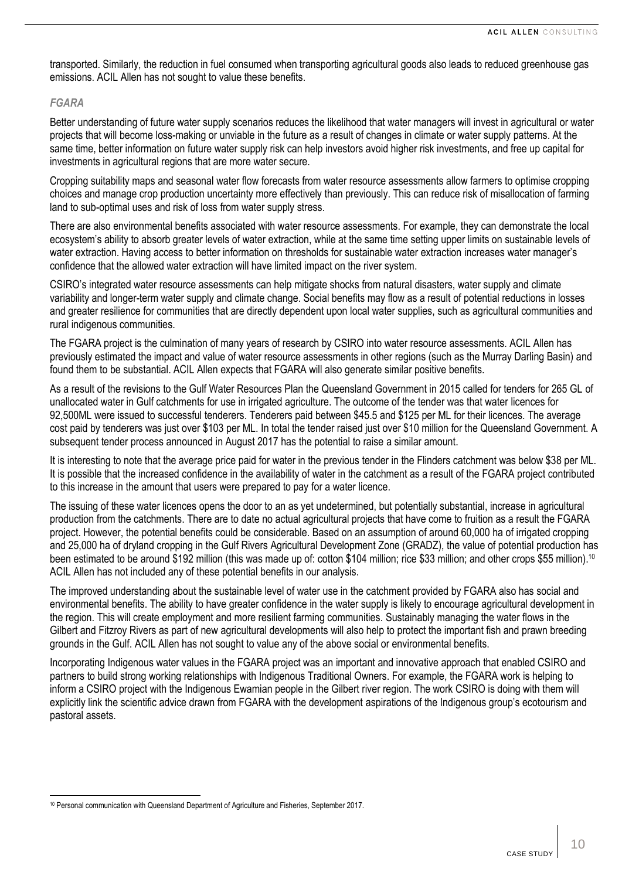transported. Similarly, the reduction in fuel consumed when transporting agricultural goods also leads to reduced greenhouse gas emissions. ACIL Allen has not sought to value these benefits.

### *FGARA*

Better understanding of future water supply scenarios reduces the likelihood that water managers will invest in agricultural or water projects that will become loss-making or unviable in the future as a result of changes in climate or water supply patterns. At the same time, better information on future water supply risk can help investors avoid higher risk investments, and free up capital for investments in agricultural regions that are more water secure.

Cropping suitability maps and seasonal water flow forecasts from water resource assessments allow farmers to optimise cropping choices and manage crop production uncertainty more effectively than previously. This can reduce risk of misallocation of farming land to sub-optimal uses and risk of loss from water supply stress.

There are also environmental benefits associated with water resource assessments. For example, they can demonstrate the local ecosystem's ability to absorb greater levels of water extraction, while at the same time setting upper limits on sustainable levels of water extraction. Having access to better information on thresholds for sustainable water extraction increases water manager's confidence that the allowed water extraction will have limited impact on the river system.

CSIRO's integrated water resource assessments can help mitigate shocks from natural disasters, water supply and climate variability and longer-term water supply and climate change. Social benefits may flow as a result of potential reductions in losses and greater resilience for communities that are directly dependent upon local water supplies, such as agricultural communities and rural indigenous communities.

The FGARA project is the culmination of many years of research by CSIRO into water resource assessments. ACIL Allen has previously estimated the impact and value of water resource assessments in other regions (such as the Murray Darling Basin) and found them to be substantial. ACIL Allen expects that FGARA will also generate similar positive benefits.

As a result of the revisions to the Gulf Water Resources Plan the Queensland Government in 2015 called for tenders for 265 GL of unallocated water in Gulf catchments for use in irrigated agriculture. The outcome of the tender was that water licences for 92,500ML were issued to successful tenderers. Tenderers paid between $45.5 and $125 per ML for their licences. The average cost paid by tenderers was just over $103 per ML. In total the tender raised just over $10 million for the Queensland Government. A subsequent tender process announced in August 2017 has the potential to raise a similar amount.

It is interesting to note that the average price paid for water in the previous tender in the Flinders catchment was below $38 per ML. It is possible that the increased confidence in the availability of water in the catchment as a result of the FGARA project contributed to this increase in the amount that users were prepared to pay for a water licence.

The issuing of these water licences opens the door to an as yet undetermined, but potentially substantial, increase in agricultural production from the catchments. There are to date no actual agricultural projects that have come to fruition as a result the FGARA project. However, the potential benefits could be considerable. Based on an assumption of around 60,000 ha of irrigated cropping and 25,000 ha of dryland cropping in the Gulf Rivers Agricultural Development Zone (GRADZ), the value of potential production has been estimated to be around $192 million (this was made up of: cotton $104 million; rice $33 million; and other crops $55 million).[10] ACIL Allen has not included any of these potential benefits in our analysis.

The improved understanding about the sustainable level of water use in the catchment provided by FGARA also has social and environmental benefits. The ability to have greater confidence in the water supply is likely to encourage agricultural development in the region. This will create employment and more resilient farming communities. Sustainably managing the water flows in the Gilbert and Fitzroy Rivers as part of new agricultural developments will also help to protect the important fish and prawn breeding grounds in the Gulf. ACIL Allen has not sought to value any of the above social or environmental benefits.

Incorporating Indigenous water values in the FGARA project was an important and innovative approach that enabled CSIRO and partners to build strong working relationships with Indigenous Traditional Owners. For example, the FGARA work is helping to inform a CSIRO project with the Indigenous Ewamian people in the Gilbert river region. The work CSIRO is doing with them will explicitly link the scientific advice drawn from FGARA with the development aspirations of the Indigenous group's ecotourism and pastoral assets.

[10] Personal communication with Queensland Department of Agriculture and Fisheries, September 2017.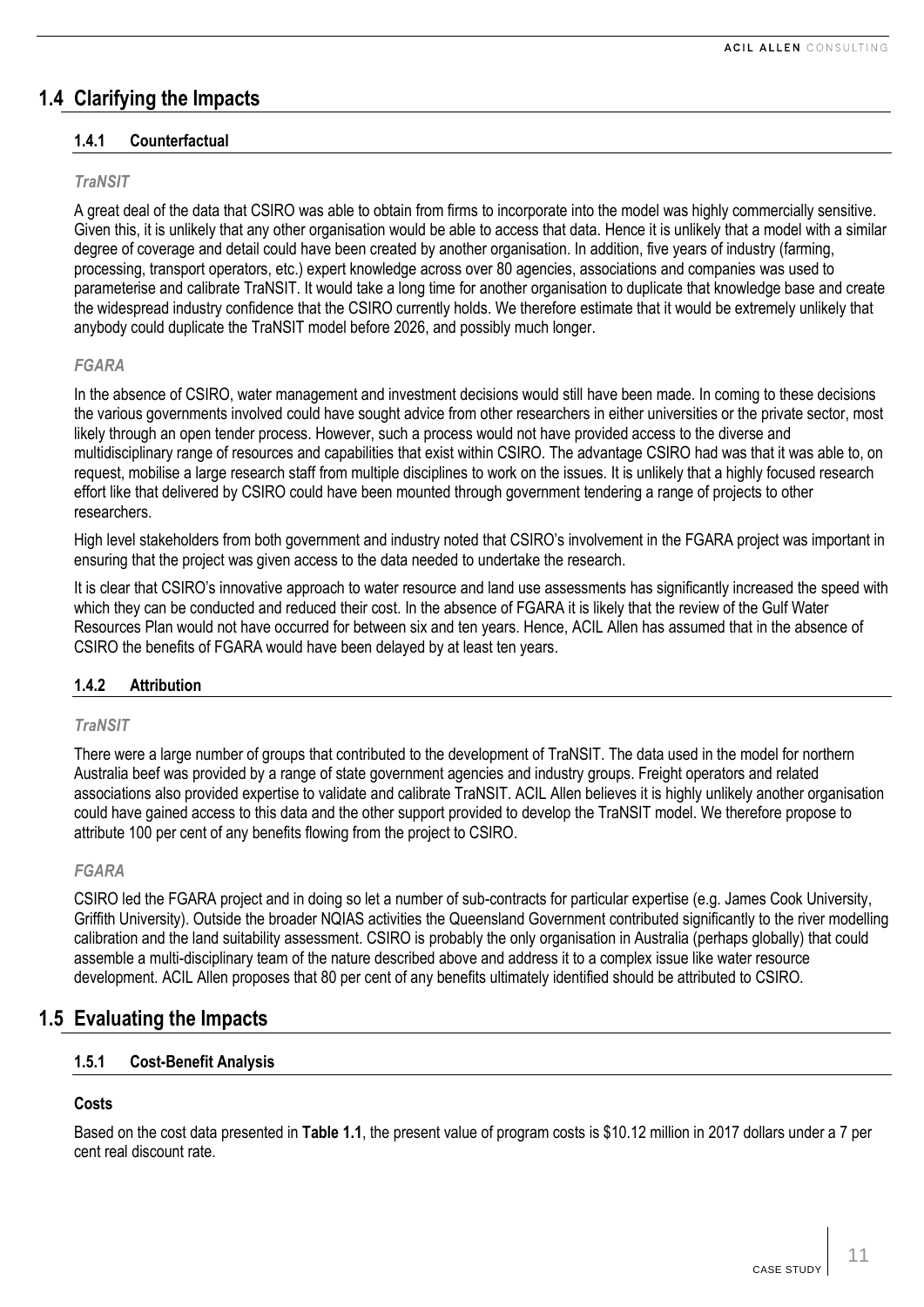## 1.4 Clarifying the Impacts

### 1.4.1 Counterfactual

*TraNSIT*

A great deal of the data that CSIRO was able to obtain from firms to incorporate into the model was highly commercially sensitive. Given this, it is unlikely that any other organisation would be able to access that data. Hence it is unlikely that a model with a similar degree of coverage and detail could have been created by another organisation. In addition, five years of industry (farming, processing, transport operators, etc.) expert knowledge across over 80 agencies, associations and companies was used to parameterise and calibrate TraNSIT. It would take a long time for another organisation to duplicate that knowledge base and create the widespread industry confidence that the CSIRO currently holds. We therefore estimate that it would be extremely unlikely that anybody could duplicate the TraNSIT model before 2026, and possibly much longer.

*FGARA*

In the absence of CSIRO, water management and investment decisions would still have been made. In coming to these decisions the various governments involved could have sought advice from other researchers in either universities or the private sector, most likely through an open tender process. However, such a process would not have provided access to the diverse and multidisciplinary range of resources and capabilities that exist within CSIRO. The advantage CSIRO had was that it was able to, on request, mobilise a large research staff from multiple disciplines to work on the issues. It is unlikely that a highly focused research effort like that delivered by CSIRO could have been mounted through government tendering a range of projects to other researchers.

High level stakeholders from both government and industry noted that CSIRO's involvement in the FGARA project was important in ensuring that the project was given access to the data needed to undertake the research.

It is clear that CSIRO's innovative approach to water resource and land use assessments has significantly increased the speed with which they can be conducted and reduced their cost. In the absence of FGARA it is likely that the review of the Gulf Water Resources Plan would not have occurred for between six and ten years. Hence, ACIL Allen has assumed that in the absence of CSIRO the benefits of FGARA would have been delayed by at least ten years.

### 1.4.2 Attribution

*TraNSIT*

There were a large number of groups that contributed to the development of TraNSIT. The data used in the model for northern Australia beef was provided by a range of state government agencies and industry groups. Freight operators and related associations also provided expertise to validate and calibrate TraNSIT. ACIL Allen believes it is highly unlikely another organisation could have gained access to this data and the other support provided to develop the TraNSIT model. We therefore propose to attribute 100 per cent of any benefits flowing from the project to CSIRO.

*FGARA*

CSIRO led the FGARA project and in doing so let a number of sub-contracts for particular expertise (e.g. James Cook University, Griffith University). Outside the broader NQIAS activities the Queensland Government contributed significantly to the river modelling calibration and the land suitability assessment. CSIRO is probably the only organisation in Australia (perhaps globally) that could assemble a multi-disciplinary team of the nature described above and address it to a complex issue like water resource development. ACIL Allen proposes that 80 per cent of any benefits ultimately identified should be attributed to CSIRO.

## 1.5 Evaluating the Impacts

### 1.5.1 Cost-Benefit Analysis

**Costs**

Based on the cost data presented in **Table 1.1**, the present value of program costs is $10.12 million in 2017 dollars under a 7 per cent real discount rate.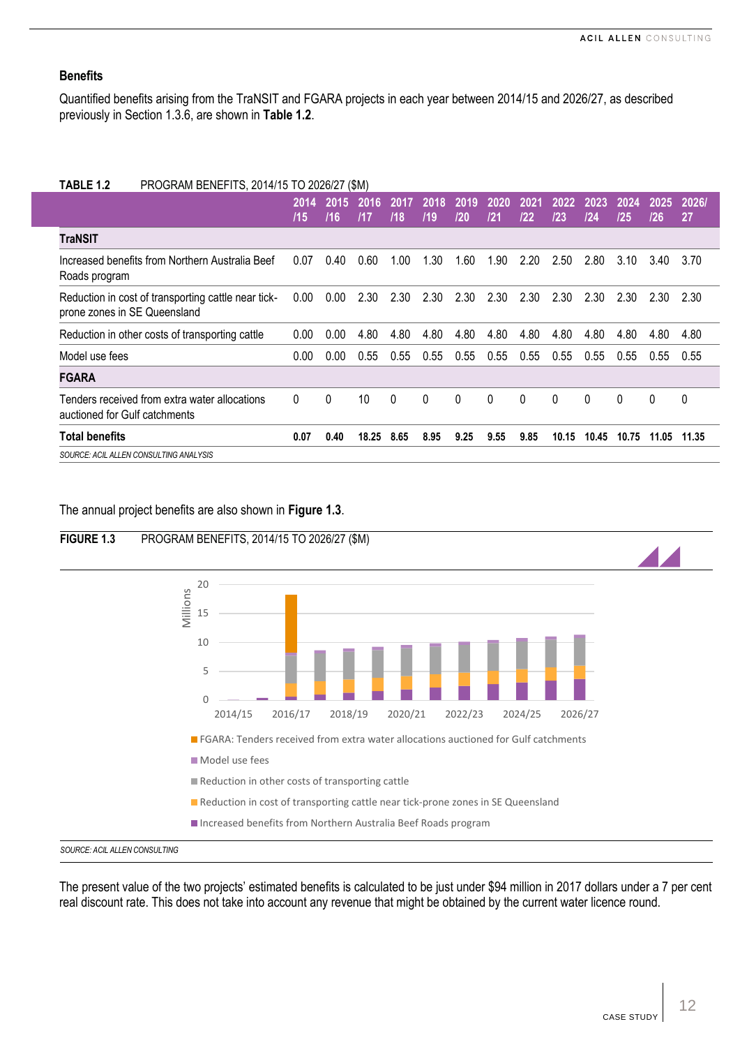### Benefits

Quantified benefits arising from the TraNSIT and FGARA projects in each year between 2014/15 and 2026/27, as described previously in Section 1.3.6, are shown in **Table 1.2**.

**TABLE 1.2** PROGRAM BENEFITS, 2014/15 TO 2026/27 ($M)

| | 2014/15 | 2015/16 | 2016/17 | 2017/18 | 2018/19 | 2019/20 | 2020/21 | 2021/22 | 2022/23 | 2023/24 | 2024/25 | 2025/26 | 2026/27 |
|---|---|---|---|---|---|---|---|---|---|---|---|---|---|
| **TraNSIT** | | | | | | | | | | | | | |
| Increased benefits from Northern Australia Beef Roads program | 0.07 | 0.40 | 0.60 | 1.00 | 1.30 | 1.60 | 1.90 | 2.20 | 2.50 | 2.80 | 3.10 | 3.40 | 3.70 |
| Reduction in cost of transporting cattle near tick-prone zones in SE Queensland | 0.00 | 0.00 | 2.30 | 2.30 | 2.30 | 2.30 | 2.30 | 2.30 | 2.30 | 2.30 | 2.30 | 2.30 | 2.30 |
| Reduction in other costs of transporting cattle | 0.00 | 0.00 | 4.80 | 4.80 | 4.80 | 4.80 | 4.80 | 4.80 | 4.80 | 4.80 | 4.80 | 4.80 | 4.80 |
| Model use fees | 0.00 | 0.00 | 0.55 | 0.55 | 0.55 | 0.55 | 0.55 | 0.55 | 0.55 | 0.55 | 0.55 | 0.55 | 0.55 |
| **FGARA** | | | | | | | | | | | | | |
| Tenders received from extra water allocations auctioned for Gulf catchments | 0 | 0 | 10 | 0 | 0 | 0 | 0 | 0 | 0 | 0 | 0 | 0 | 0 |
| **Total benefits** | **0.07** | **0.40** | **18.25** | **8.65** | **8.95** | **9.25** | **9.55** | **9.85** | **10.15** | **10.45** | **10.75** | **11.05** | **11.35** |

*SOURCE: ACIL ALLEN CONSULTING ANALYSIS*

The annual project benefits are also shown in **Figure 1.3**.

**FIGURE 1.3** PROGRAM BENEFITS, 2014/15 TO 2026/27 ($M)

*SOURCE: ACIL ALLEN CONSULTING*

The present value of the two projects' estimated benefits is calculated to be just under $94 million in 2017 dollars under a 7 per cent real discount rate. This does not take into account any revenue that might be obtained by the current water licence round.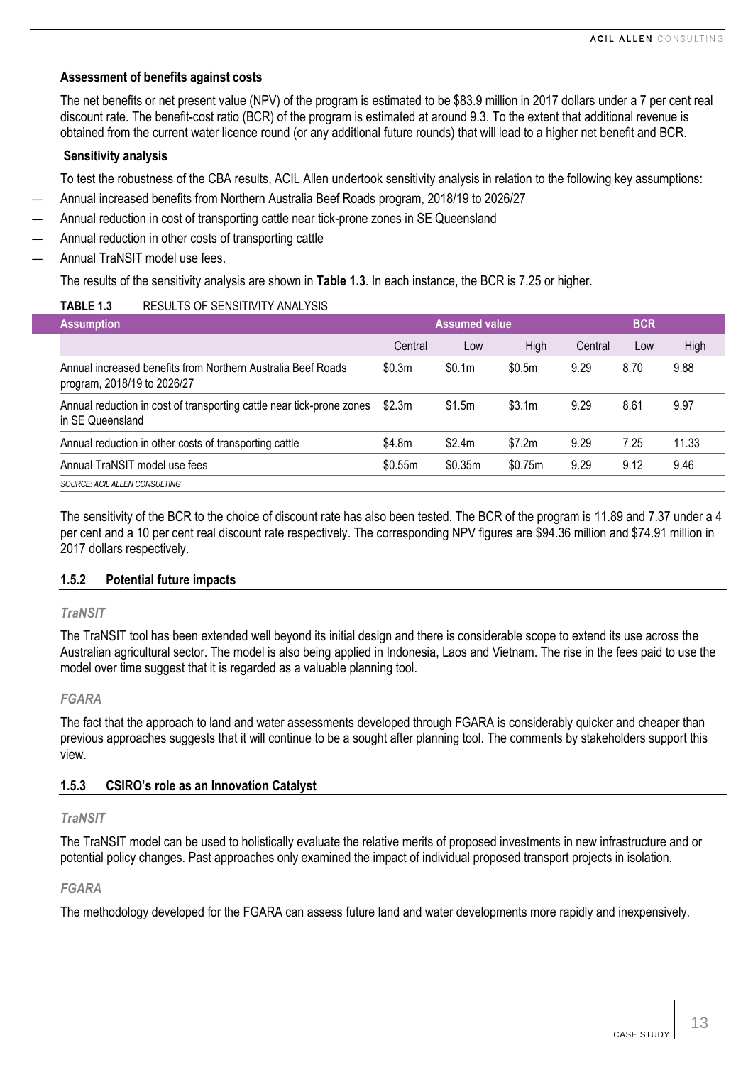**Assessment of benefits against costs**

The net benefits or net present value (NPV) of the program is estimated to be $83.9 million in 2017 dollars under a 7 per cent real discount rate. The benefit-cost ratio (BCR) of the program is estimated at around 9.3. To the extent that additional revenue is obtained from the current water licence round (or any additional future rounds) that will lead to a higher net benefit and BCR.

**Sensitivity analysis**

To test the robustness of the CBA results, ACIL Allen undertook sensitivity analysis in relation to the following key assumptions:

- Annual increased benefits from Northern Australia Beef Roads program, 2018/19 to 2026/27
- Annual reduction in cost of transporting cattle near tick-prone zones in SE Queensland
- Annual reduction in other costs of transporting cattle
- Annual TraNSIT model use fees.

The results of the sensitivity analysis are shown in **Table 1.3**. In each instance, the BCR is 7.25 or higher.

**TABLE 1.3** RESULTS OF SENSITIVITY ANALYSIS

| Assumption | Assumed value | | | BCR | | |
|---|---|---|---|---|---|---|
| | Central | Low | High | Central | Low | High |
| Annual increased benefits from Northern Australia Beef Roads program, 2018/19 to 2026/27 | $0.3m | $0.1m | $0.5m | 9.29 | 8.70 | 9.88 |
| Annual reduction in cost of transporting cattle near tick-prone zones in SE Queensland | $2.3m | $1.5m | $3.1m | 9.29 | 8.61 | 9.97 |
| Annual reduction in other costs of transporting cattle | $4.8m | $2.4m | $7.2m | 9.29 | 7.25 | 11.33 |
| Annual TraNSIT model use fees | $0.55m | $0.35m | $0.75m | 9.29 | 9.12 | 9.46 |

*SOURCE: ACIL ALLEN CONSULTING*

The sensitivity of the BCR to the choice of discount rate has also been tested. The BCR of the program is 11.89 and 7.37 under a 4 per cent and a 10 per cent real discount rate respectively. The corresponding NPV figures are $94.36 million and $74.91 million in 2017 dollars respectively.

### 1.5.2 Potential future impacts

*TraNSIT*

The TraNSIT tool has been extended well beyond its initial design and there is considerable scope to extend its use across the Australian agricultural sector. The model is also being applied in Indonesia, Laos and Vietnam. The rise in the fees paid to use the model over time suggest that it is regarded as a valuable planning tool.

*FGARA*

The fact that the approach to land and water assessments developed through FGARA is considerably quicker and cheaper than previous approaches suggests that it will continue to be a sought after planning tool. The comments by stakeholders support this view.

### 1.5.3 CSIRO's role as an Innovation Catalyst

*TraNSIT*

The TraNSIT model can be used to holistically evaluate the relative merits of proposed investments in new infrastructure and or potential policy changes. Past approaches only examined the impact of individual proposed transport projects in isolation.

*FGARA*

The methodology developed for the FGARA can assess future land and water developments more rapidly and inexpensively.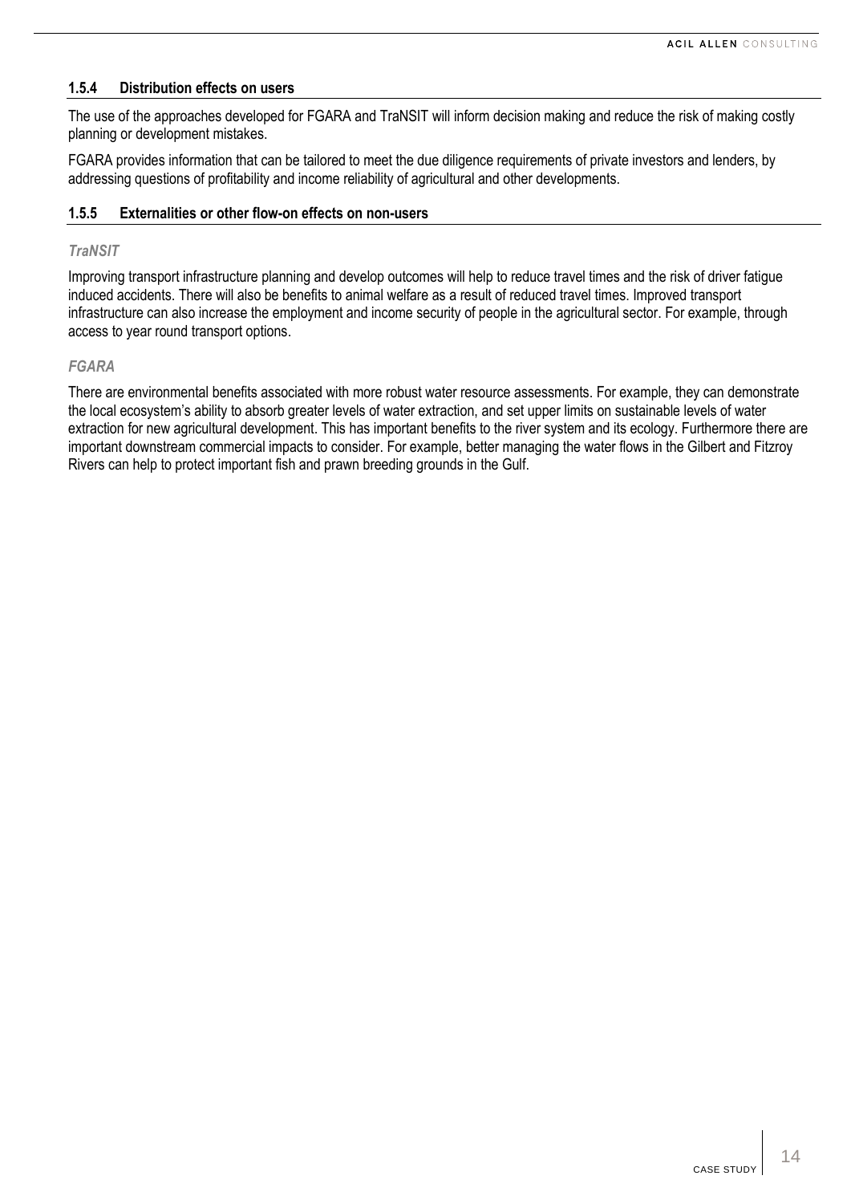### 1.5.4 Distribution effects on users

The use of the approaches developed for FGARA and TraNSIT will inform decision making and reduce the risk of making costly planning or development mistakes.

FGARA provides information that can be tailored to meet the due diligence requirements of private investors and lenders, by addressing questions of profitability and income reliability of agricultural and other developments.

### 1.5.5 Externalities or other flow-on effects on non-users

#### *TraNSIT*

Improving transport infrastructure planning and develop outcomes will help to reduce travel times and the risk of driver fatigue induced accidents. There will also be benefits to animal welfare as a result of reduced travel times. Improved transport infrastructure can also increase the employment and income security of people in the agricultural sector. For example, through access to year round transport options.

#### *FGARA*

There are environmental benefits associated with more robust water resource assessments. For example, they can demonstrate the local ecosystem's ability to absorb greater levels of water extraction, and set upper limits on sustainable levels of water extraction for new agricultural development. This has important benefits to the river system and its ecology. Furthermore there are important downstream commercial impacts to consider. For example, better managing the water flows in the Gilbert and Fitzroy Rivers can help to protect important fish and prawn breeding grounds in the Gulf.